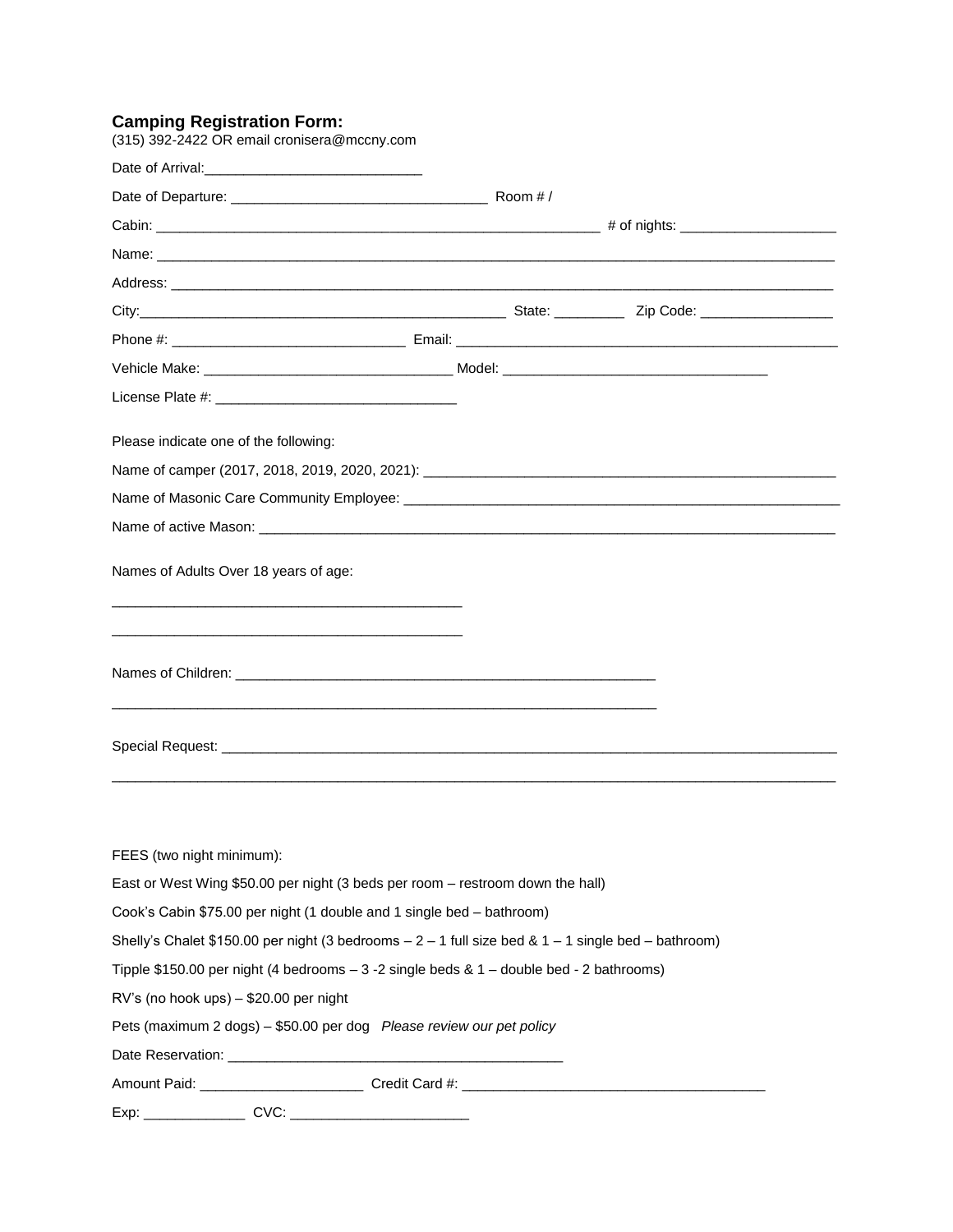### **Camping Registration Form:**

(315) 392-2422 OR email cronisera@mccny.com

Date of Arrival:___________________________

Date of Departure: ________________________________ Room # /

Cabin: _______________________________________________________ # of nights: ____________________

Name: ________________________________________________________________________________________

Address: ______________________________________________________________________________________

City:________________________________________________ State: _________ Zip Code: _________________

Phone #: ______________________________ Email: __________________________________________________

Vehicle Make: _______________________________ Model: _________________________________

License Plate #: ______________________________

Please indicate one of the following:

Name of camper (2017, 2018, 2019, 2020, 2021): ______________________________________________________

Name of Masonic Care Community Employee: ________________________________________________________

Name of active Mason: _________________________________________________________________________

Names of Adults Over 18 years of age:

______________________________________________

______________________________________________

Names of Children: ________________________________________________________

__________________________________________________________________________

Special Request: ________________________________________________________________________________

________________________________________________________________________________________________

FEES (two night minimum):

East or West Wing $50.00 per night (3 beds per room – restroom down the hall)

Cook's Cabin $75.00 per night (1 double and 1 single bed – bathroom)

Shelly's Chalet $150.00 per night (3 bedrooms – 2 – 1 full size bed & 1 – 1 single bed – bathroom)

Tipple $150.00 per night (4 bedrooms – 3 -2 single beds & 1 – double bed - 2 bathrooms)

RV's (no hook ups) – $20.00 per night

Pets (maximum 2 dogs) – $50.00 per dog *Please review our pet policy*

Date Reservation: ___________________________________________

Amount Paid: _____________________ Credit Card #: ______________________________________

Exp: _____________ CVC: _______________________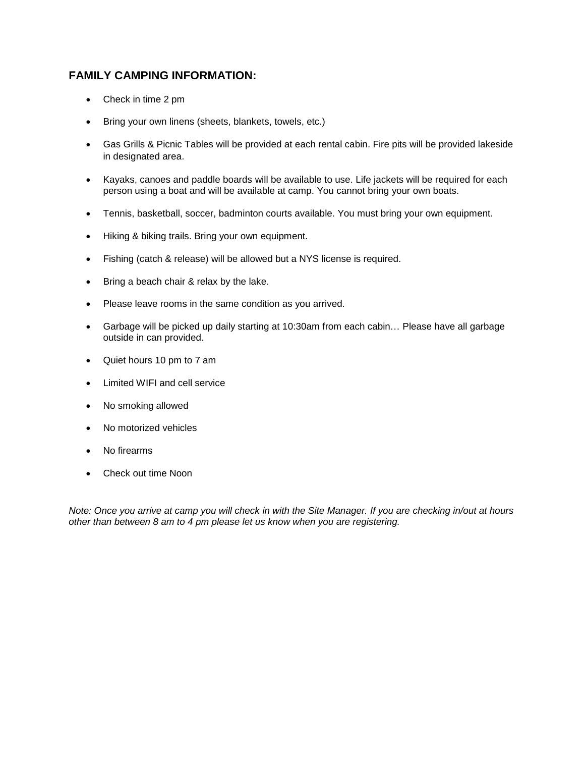## FAMILY CAMPING INFORMATION:

- Check in time 2 pm
- Bring your own linens (sheets, blankets, towels, etc.)
- Gas Grills & Picnic Tables will be provided at each rental cabin. Fire pits will be provided lakeside in designated area.
- Kayaks, canoes and paddle boards will be available to use. Life jackets will be required for each person using a boat and will be available at camp. You cannot bring your own boats.
- Tennis, basketball, soccer, badminton courts available. You must bring your own equipment.
- Hiking & biking trails. Bring your own equipment.
- Fishing (catch & release) will be allowed but a NYS license is required.
- Bring a beach chair & relax by the lake.
- Please leave rooms in the same condition as you arrived.
- Garbage will be picked up daily starting at 10:30am from each cabin… Please have all garbage outside in can provided.
- Quiet hours 10 pm to 7 am
- Limited WIFI and cell service
- No smoking allowed
- No motorized vehicles
- No firearms
- Check out time Noon

*Note: Once you arrive at camp you will check in with the Site Manager. If you are checking in/out at hours other than between 8 am to 4 pm please let us know when you are registering.*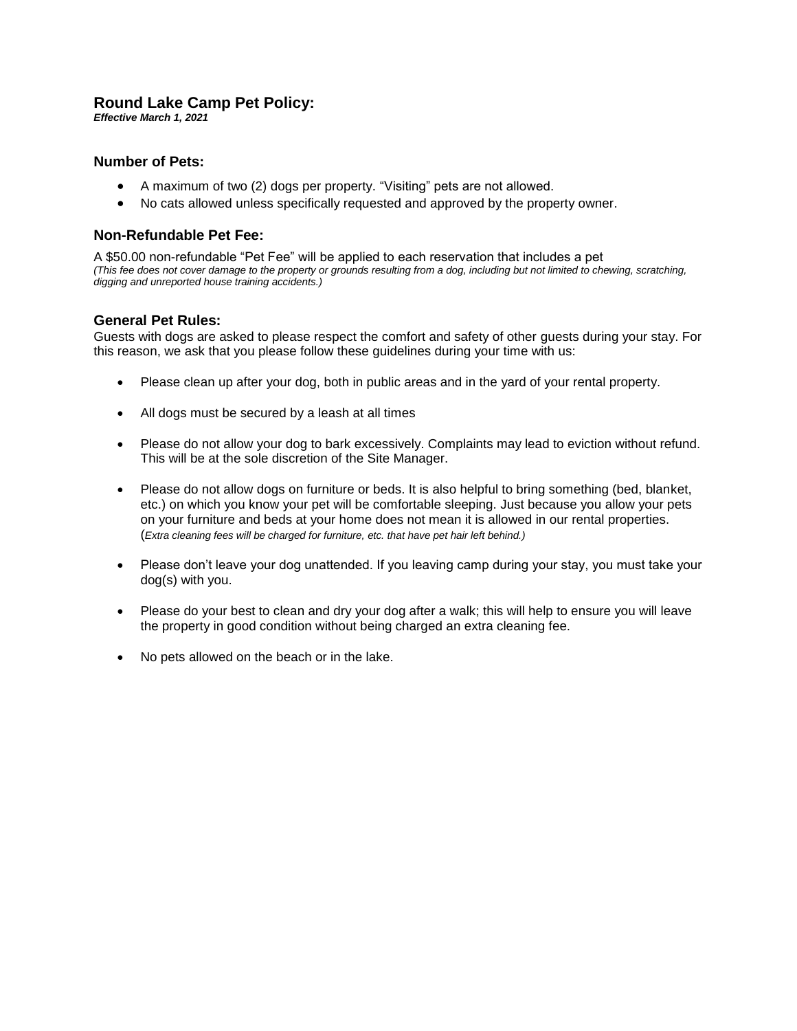# Round Lake Camp Pet Policy:

***Effective March 1, 2021***

## Number of Pets:

- A maximum of two (2) dogs per property. “Visiting” pets are not allowed.
- No cats allowed unless specifically requested and approved by the property owner.

## Non-Refundable Pet Fee:

A $50.00 non-refundable “Pet Fee” will be applied to each reservation that includes a pet
*(This fee does not cover damage to the property or grounds resulting from a dog, including but not limited to chewing, scratching, digging and unreported house training accidents.)*

## General Pet Rules:

Guests with dogs are asked to please respect the comfort and safety of other guests during your stay. For this reason, we ask that you please follow these guidelines during your time with us:

- Please clean up after your dog, both in public areas and in the yard of your rental property.
- All dogs must be secured by a leash at all times
- Please do not allow your dog to bark excessively. Complaints may lead to eviction without refund. This will be at the sole discretion of the Site Manager.
- Please do not allow dogs on furniture or beds. It is also helpful to bring something (bed, blanket, etc.) on which you know your pet will be comfortable sleeping. Just because you allow your pets on your furniture and beds at your home does not mean it is allowed in our rental properties. (*Extra cleaning fees will be charged for furniture, etc. that have pet hair left behind.)*
- Please don’t leave your dog unattended. If you leaving camp during your stay, you must take your dog(s) with you.
- Please do your best to clean and dry your dog after a walk; this will help to ensure you will leave the property in good condition without being charged an extra cleaning fee.
- No pets allowed on the beach or in the lake.